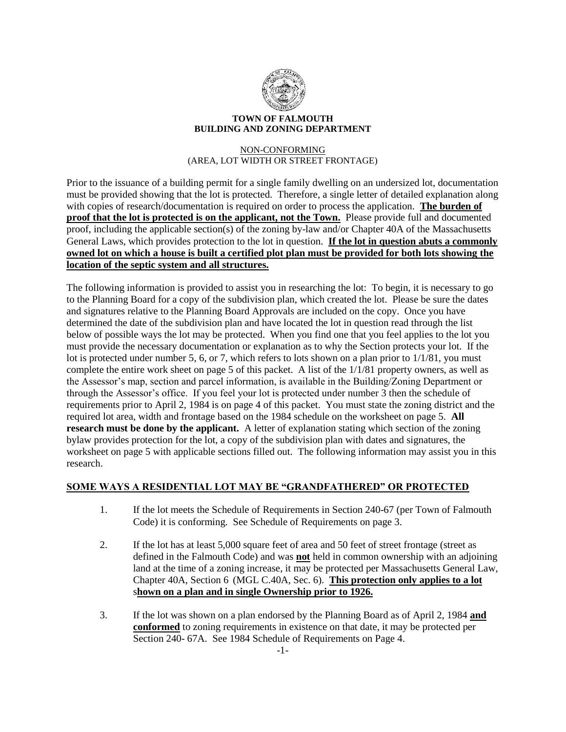**TOWN OF FALMOUTH**
**BUILDING AND ZONING DEPARTMENT**

NON-CONFORMING
(AREA, LOT WIDTH OR STREET FRONTAGE)

Prior to the issuance of a building permit for a single family dwelling on an undersized lot, documentation must be provided showing that the lot is protected. Therefore, a single letter of detailed explanation along with copies of research/documentation is required on order to process the application. **The burden of proof that the lot is protected is on the applicant, not the Town.** Please provide full and documented proof, including the applicable section(s) of the zoning by-law and/or Chapter 40A of the Massachusetts General Laws, which provides protection to the lot in question. **If the lot in question abuts a commonly owned lot on which a house is built a certified plot plan must be provided for both lots showing the location of the septic system and all structures.**

The following information is provided to assist you in researching the lot: To begin, it is necessary to go to the Planning Board for a copy of the subdivision plan, which created the lot. Please be sure the dates and signatures relative to the Planning Board Approvals are included on the copy. Once you have determined the date of the subdivision plan and have located the lot in question read through the list below of possible ways the lot may be protected. When you find one that you feel applies to the lot you must provide the necessary documentation or explanation as to why the Section protects your lot. If the lot is protected under number 5, 6, or 7, which refers to lots shown on a plan prior to 1/1/81, you must complete the entire work sheet on page 5 of this packet. A list of the 1/1/81 property owners, as well as the Assessor's map, section and parcel information, is available in the Building/Zoning Department or through the Assessor's office. If you feel your lot is protected under number 3 then the schedule of requirements prior to April 2, 1984 is on page 4 of this packet. You must state the zoning district and the required lot area, width and frontage based on the 1984 schedule on the worksheet on page 5. **All research must be done by the applicant.** A letter of explanation stating which section of the zoning bylaw provides protection for the lot, a copy of the subdivision plan with dates and signatures, the worksheet on page 5 with applicable sections filled out. The following information may assist you in this research.

## SOME WAYS A RESIDENTIAL LOT MAY BE "GRANDFATHERED" OR PROTECTED

1. If the lot meets the Schedule of Requirements in Section 240-67 (per Town of Falmouth Code) it is conforming. See Schedule of Requirements on page 3.

2. If the lot has at least 5,000 square feet of area and 50 feet of street frontage (street as defined in the Falmouth Code) and was **not** held in common ownership with an adjoining land at the time of a zoning increase, it may be protected per Massachusetts General Law, Chapter 40A, Section 6 (MGL C.40A, Sec. 6). **This protection only applies to a lot shown on a plan and in single Ownership prior to 1926.**

3. If the lot was shown on a plan endorsed by the Planning Board as of April 2, 1984 **and conformed** to zoning requirements in existence on that date, it may be protected per Section 240- 67A. See 1984 Schedule of Requirements on Page 4.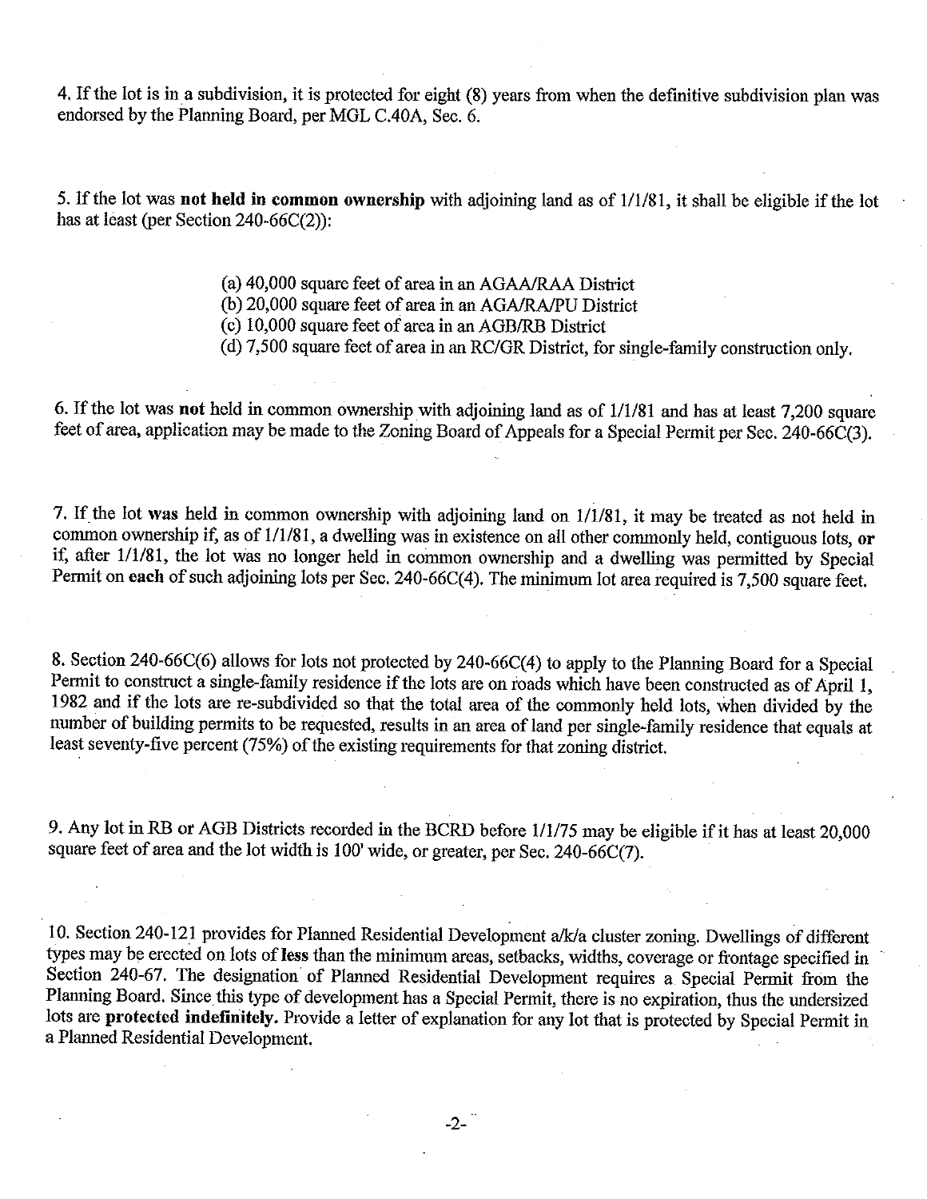4. If the lot is in a subdivision, it is protected for eight (8) years from when the definitive subdivision plan was endorsed by the Planning Board, per MGL C.40A, Sec. 6.

5. If the lot was **not held in common ownership** with adjoining land as of 1/1/81, it shall be eligible if the lot has at least (per Section 240-66C(2)):

(a) 40,000 square feet of area in an AGAA/RAA District
(b) 20,000 square feet of area in an AGA/RA/PU District
(c) 10,000 square feet of area in an AGB/RB District
(d) 7,500 square feet of area in an RC/GR District, for single-family construction only.

6. If the lot was **not** held in common ownership with adjoining land as of 1/1/81 and has at least 7,200 square feet of area, application may be made to the Zoning Board of Appeals for a Special Permit per Sec. 240-66C(3).

7. If the lot **was** held in common ownership with adjoining land on 1/1/81, it may be treated as not held in common ownership if, as of 1/1/81, a dwelling was in existence on all other commonly held, contiguous lots, **or** if, after 1/1/81, the lot was no longer held in common ownership and a dwelling was permitted by Special Permit on **each** of such adjoining lots per Sec. 240-66C(4). The minimum lot area required is 7,500 square feet.

8. Section 240-66C(6) allows for lots not protected by 240-66C(4) to apply to the Planning Board for a Special Permit to construct a single-family residence if the lots are on roads which have been constructed as of April 1, 1982 and if the lots are re-subdivided so that the total area of the commonly held lots, when divided by the number of building permits to be requested, results in an area of land per single-family residence that equals at least seventy-five percent (75%) of the existing requirements for that zoning district.

9. Any lot in RB or AGB Districts recorded in the BCRD before 1/1/75 may be eligible if it has at least 20,000 square feet of area and the lot width is 100' wide, or greater, per Sec. 240-66C(7).

10. Section 240-121 provides for Planned Residential Development a/k/a cluster zoning. Dwellings of different types may be erected on lots of **less** than the minimum areas, setbacks, widths, coverage or frontage specified in Section 240-67. The designation of Planned Residential Development requires a Special Permit from the Planning Board. Since this type of development has a Special Permit, there is no expiration, thus the undersized lots are **protected indefinitely.** Provide a letter of explanation for any lot that is protected by Special Permit in a Planned Residential Development.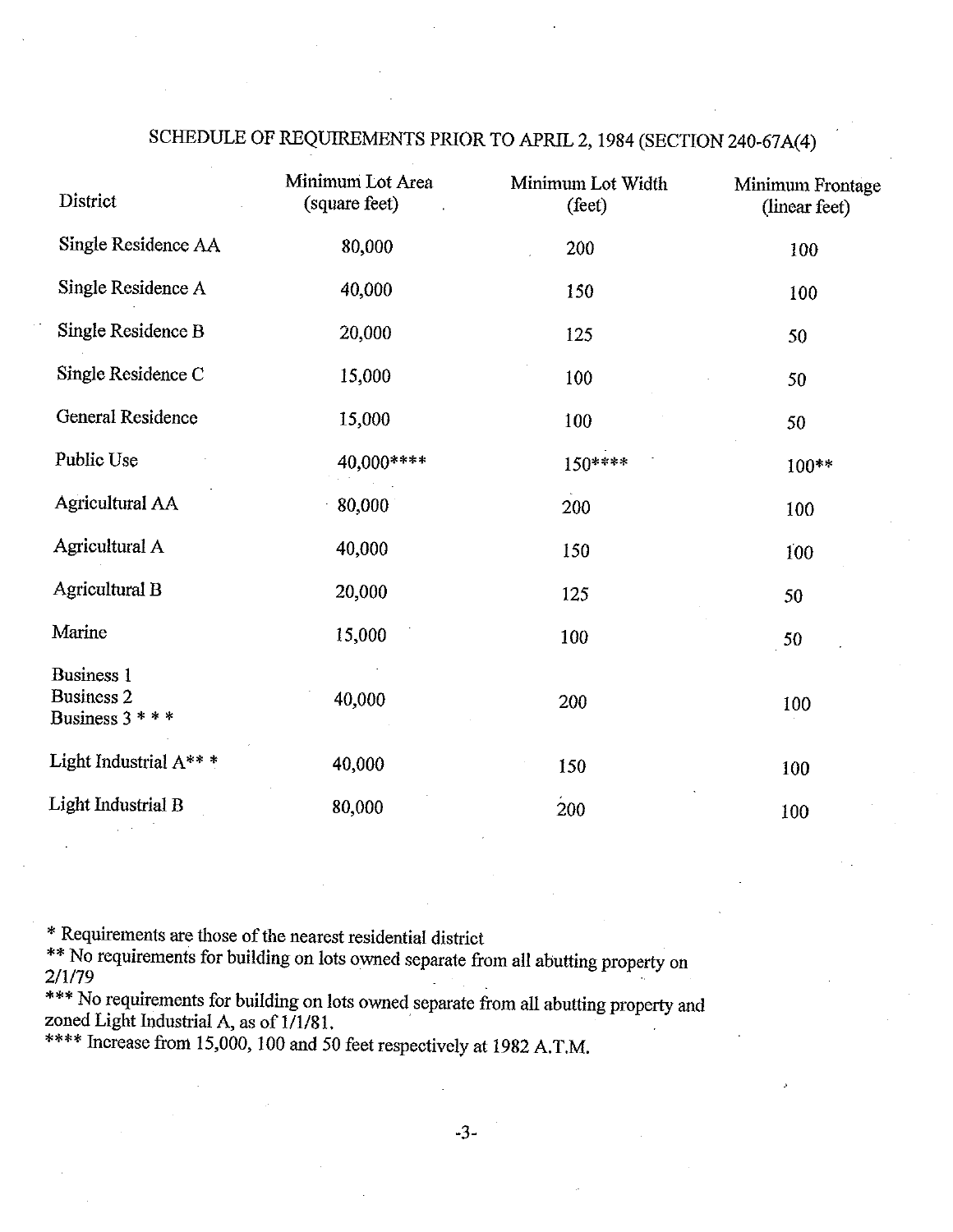SCHEDULE OF REQUIREMENTS PRIOR TO APRIL 2, 1984 (SECTION 240-67A(4)

| District | Minimum Lot Area (square feet) | Minimum Lot Width (feet) | Minimum Frontage (linear feet) |
|---|---|---|---|
| Single Residence AA | 80,000 | 200 | 100 |
| Single Residence A | 40,000 | 150 | 100 |
| Single Residence B | 20,000 | 125 | 50 |
| Single Residence C | 15,000 | 100 | 50 |
| General Residence | 15,000 | 100 | 50 |
| Public Use | 40,000**** | 150**** | 100** |
| Agricultural AA | 80,000 | 200 | 100 |
| Agricultural A | 40,000 | 150 | 100 |
| Agricultural B | 20,000 | 125 | 50 |
| Marine | 15,000 | 100 | 50 |
| Business 1<br>Business 2<br>Business 3 * * * | 40,000 | 200 | 100 |
| Light Industrial A** * | 40,000 | 150 | 100 |
| Light Industrial B | 80,000 | 200 | 100 |

* Requirements are those of the nearest residential district
** No requirements for building on lots owned separate from all abutting property on 2/1/79
*** No requirements for building on lots owned separate from all abutting property and zoned Light Industrial A, as of 1/1/81.
**** Increase from 15,000, 100 and 50 feet respectively at 1982 A.T.M.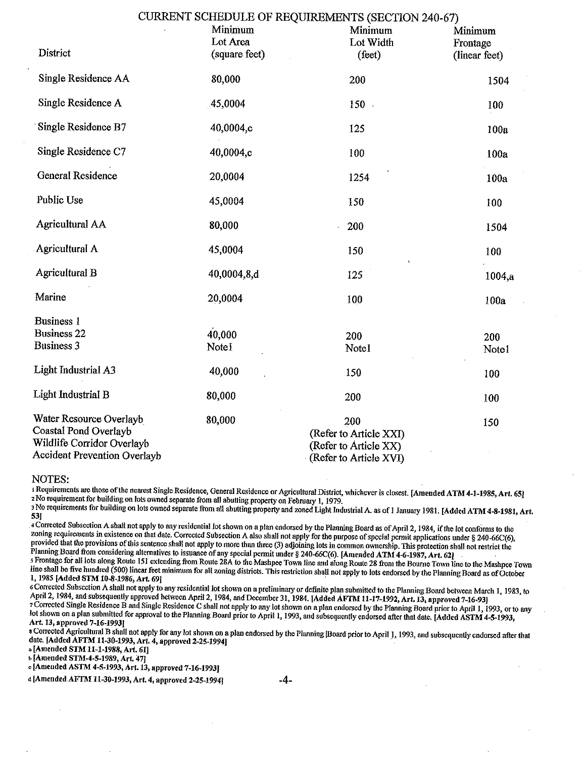CURRENT SCHEDULE OF REQUIREMENTS (SECTION 240-67)

| District | Minimum Lot Area (square feet) | Minimum Lot Width (feet) | Minimum Frontage (linear feet) |
|---|---|---|---|
| Single Residence AA | 80,000 | 200 | 150[4] |
| Single Residence A | 45,000[4] | 150 | 100 |
| Single Residence B[7] | 40,000[4,c] | 125 | 100[a] |
| Single Residence C[7] | 40,000[4,c] | 100 | 100[a] |
| General Residence | 20,000[4] | 125[4] | 100[a] |
| Public Use | 45,000[4] | 150 | 100 |
| Agricultural AA | 80,000 | 200 | 150[4] |
| Agricultural A | 45,000[4] | 150 | 100 |
| Agricultural B | 40,000[4,8,d] | 125 | 100[4,a] |
| Marine | 20,000[4] | 100 | 100[a] |
| Business 1<br>Business 2[2]<br>Business 3 | 40,000<br>Note[1] | 200<br>Note[1] | 200<br>Note[1] |
| Light Industrial A[3] | 40,000 | 150 | 100 |
| Light Industrial B | 80,000 | 200 | 100 |
| Water Resource Overlay[b] | 80,000 | 200 | 150 |
| Coastal Pond Overlay[b] | | (Refer to Article XXI) | |
| Wildlife Corridor Overlay[b] | | (Refer to Article XX) | |
| Accident Prevention Overlay[b] | | (Refer to Article XVI) | |

NOTES:

[1] Requirements are those of the nearest Single Residence, General Residence or Agricultural District, whichever is closest. [Amended ATM 4-1-1985, Art. 65]

[2] No requirement for building on lots owned separate from all abutting property on February 1, 1979.

[3] No requirements for building on lots owned separate from all abutting property and zoned Light Industrial A. as of 1 January 1981. [Added ATM 4-8-1981, Art. 53]

[4] Corrected Subsection A shall not apply to any residential lot shown on a plan endorsed by the Planning Board as of April 2, 1984, if the lot conforms to the zoning requirements in existence on that date. Corrected Subsection A also shall not apply for the purpose of special permit applications under § 240-66C(6), provided that the provisions of this sentence shall not apply to more than three (3) adjoining lots in common ownership. This protection shall not restrict the Planning Board from considering alternatives to issuance of any special permit under § 240-66C(6). [Amended ATM 4-6-1987, Art. 62]

[5] Frontage for all lots along Route 151 extending from Route 28A to the Mashpee Town line and along Route 28 from the Bourne Town line to the Mashpee Town line shall be five hundred (500) linear feet minimum for all zoning districts. This restriction shall not apply to lots endorsed by the Planning Board as of October 1, 1985 [Added STM 10-8-1986, Art. 69]

[6] Corrected Subsection A shall not apply to any residential lot shown on a preliminary or definite plan submitted to the Planning Board between March 1, 1983, to April 2, 1984, and subsequently approved between April 2, 1984, and December 31, 1984. [Added AFTM 11-17-1992, Art. 13, approved 7-16-93]

[7] Corrected Single Residence B and Single Residence C shall not apply to any lot shown on a plan endorsed by the Planning Board prior to April 1, 1993, or to any lot shown on a plan submitted for approval to the Planning Board prior to April 1, 1993, and subsequently endorsed after that date. [Added ASTM 4-5-1993, Art. 13, approved 7-16-1993]

[8] Corrected Agricultural B shall not apply for any lot shown on a plan endorsed by the Planning [Board prior to April 1, 1993, and subsequently endorsed after that date. [Added AFTM 11-30-1993, Art. 4, approved 2-25-1994]

[a] [Amended STM 11-1-1988, Art. 61]

[b] [Amended STM-4-5-1989, Art. 47]

[c] [Amended ASTM 4-5-1993, Art. 13, approved 7-16-1993]

[d] [Amended AFTM 11-30-1993, Art. 4, approved 2-25-1994]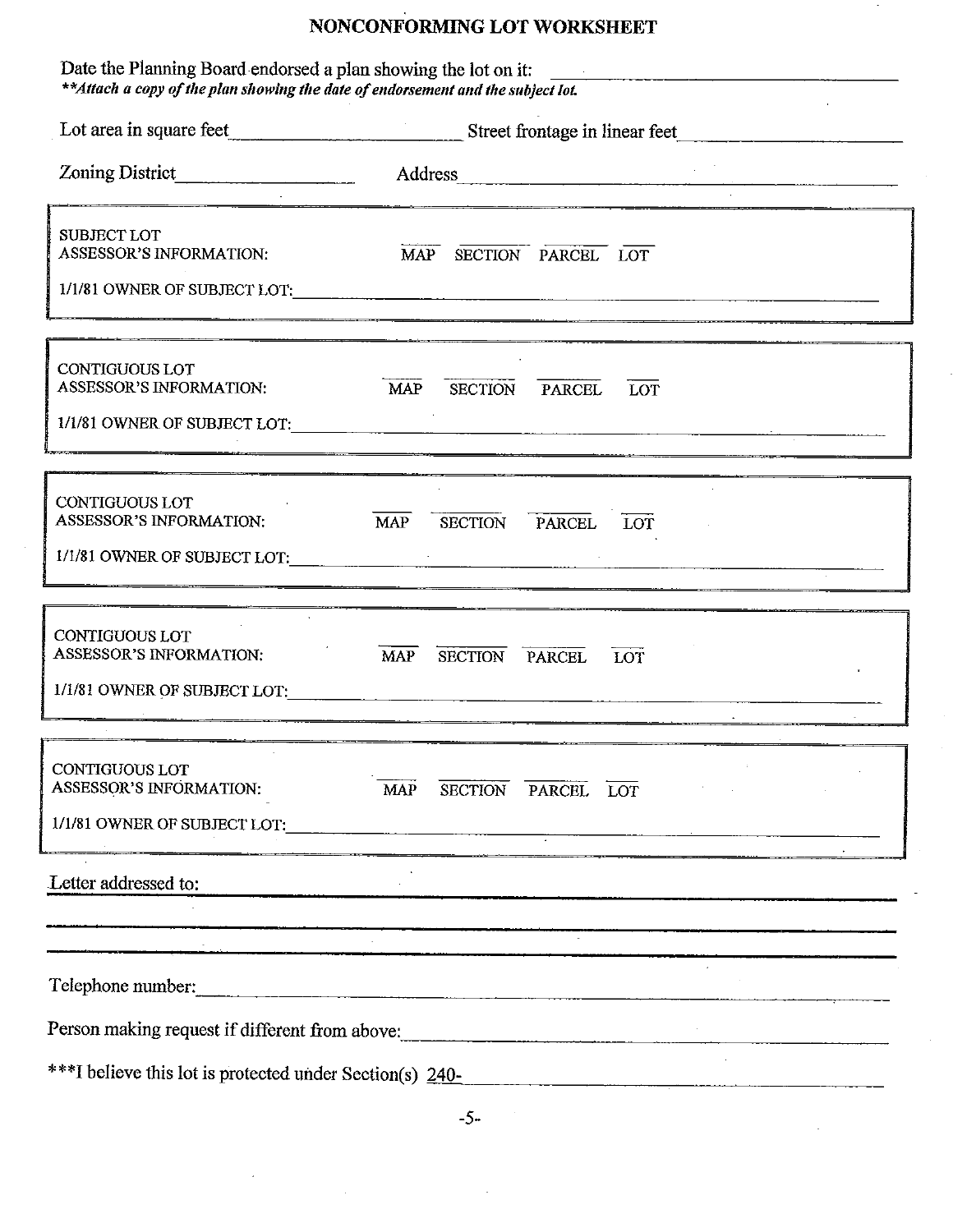# NONCONFORMING LOT WORKSHEET

Date the Planning Board endorsed a plan showing the lot on it: ______________________

***\*\*Attach a copy of the plan showing the date of endorsement and the subject lot.***

Lot area in square feet______________________ Street frontage in linear feet______________________

Zoning District________________ Address______________________________________

---

SUBJECT LOT
ASSESSOR'S INFORMATION: MAP SECTION PARCEL LOT

1/1/81 OWNER OF SUBJECT LOT:______________________________________________

---

CONTIGUOUS LOT
ASSESSOR'S INFORMATION: MAP SECTION PARCEL LOT

1/1/81 OWNER OF SUBJECT LOT:______________________________________________

---

CONTIGUOUS LOT
ASSESSOR'S INFORMATION: MAP SECTION PARCEL LOT

1/1/81 OWNER OF SUBJECT LOT:______________________________________________

---

CONTIGUOUS LOT
ASSESSOR'S INFORMATION: MAP SECTION PARCEL LOT

1/1/81 OWNER OF SUBJECT LOT:______________________________________________

---

CONTIGUOUS LOT
ASSESSOR'S INFORMATION: MAP SECTION PARCEL LOT

1/1/81 OWNER OF SUBJECT LOT:______________________________________________

---

Letter addressed to: ______________________________________________

______________________________________________________________

______________________________________________________________

Telephone number:______________________________________________

Person making request if different from above:______________________________

***I believe this lot is protected under Section(s) 240-______________________